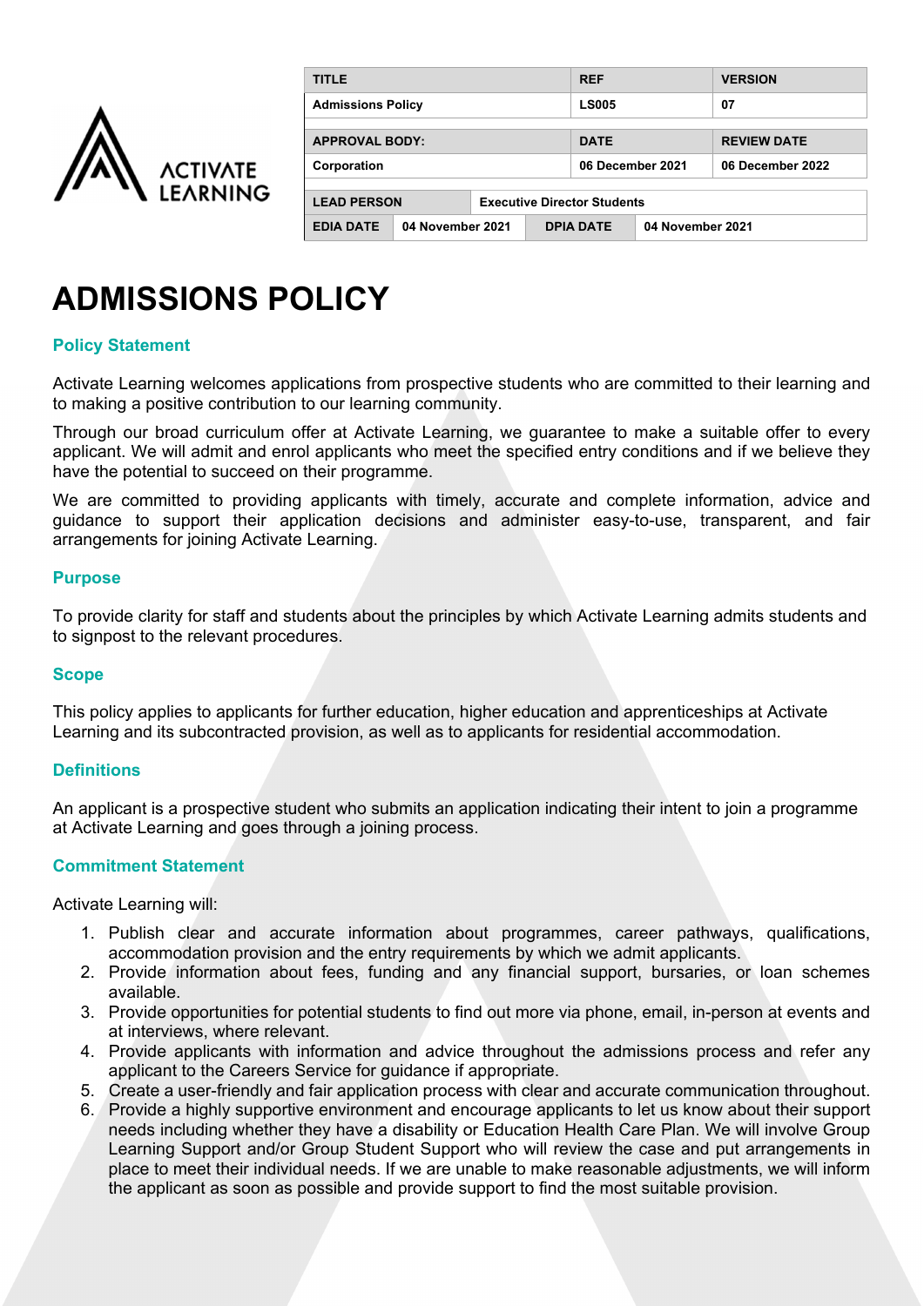| TITLE | | | REF | VERSION |
|---|---|---|---|---|
| Admissions Policy | | | LS005 | 07 |
| APPROVAL BODY: | | | DATE | REVIEW DATE |
| Corporation | | | 06 December 2021 | 06 December 2022 |
| LEAD PERSON | Executive Director Students | | | |
| EDIA DATE | 04 November 2021 | DPIA DATE | 04 November 2021 | |

# ADMISSIONS POLICY

## Policy Statement

Activate Learning welcomes applications from prospective students who are committed to their learning and to making a positive contribution to our learning community.

Through our broad curriculum offer at Activate Learning, we guarantee to make a suitable offer to every applicant. We will admit and enrol applicants who meet the specified entry conditions and if we believe they have the potential to succeed on their programme.

We are committed to providing applicants with timely, accurate and complete information, advice and guidance to support their application decisions and administer easy-to-use, transparent, and fair arrangements for joining Activate Learning.

## Purpose

To provide clarity for staff and students about the principles by which Activate Learning admits students and to signpost to the relevant procedures.

## Scope

This policy applies to applicants for further education, higher education and apprenticeships at Activate Learning and its subcontracted provision, as well as to applicants for residential accommodation.

## Definitions

An applicant is a prospective student who submits an application indicating their intent to join a programme at Activate Learning and goes through a joining process.

## Commitment Statement

Activate Learning will:

1. Publish clear and accurate information about programmes, career pathways, qualifications, accommodation provision and the entry requirements by which we admit applicants.
2. Provide information about fees, funding and any financial support, bursaries, or loan schemes available.
3. Provide opportunities for potential students to find out more via phone, email, in-person at events and at interviews, where relevant.
4. Provide applicants with information and advice throughout the admissions process and refer any applicant to the Careers Service for guidance if appropriate.
5. Create a user-friendly and fair application process with clear and accurate communication throughout.
6. Provide a highly supportive environment and encourage applicants to let us know about their support needs including whether they have a disability or Education Health Care Plan. We will involve Group Learning Support and/or Group Student Support who will review the case and put arrangements in place to meet their individual needs. If we are unable to make reasonable adjustments, we will inform the applicant as soon as possible and provide support to find the most suitable provision.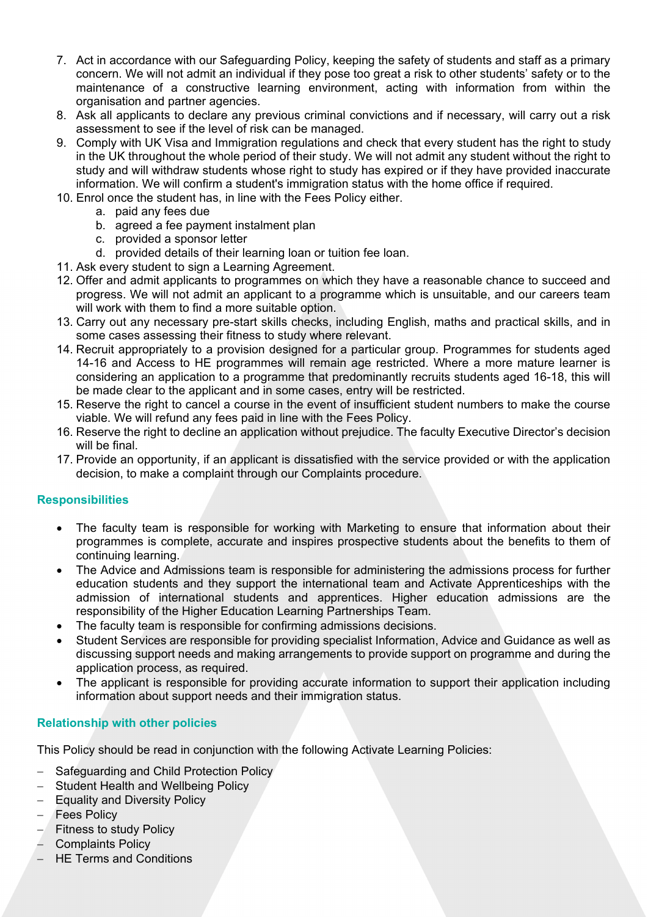7. Act in accordance with our Safeguarding Policy, keeping the safety of students and staff as a primary concern. We will not admit an individual if they pose too great a risk to other students' safety or to the maintenance of a constructive learning environment, acting with information from within the organisation and partner agencies.
8. Ask all applicants to declare any previous criminal convictions and if necessary, will carry out a risk assessment to see if the level of risk can be managed.
9. Comply with UK Visa and Immigration regulations and check that every student has the right to study in the UK throughout the whole period of their study. We will not admit any student without the right to study and will withdraw students whose right to study has expired or if they have provided inaccurate information. We will confirm a student's immigration status with the home office if required.
10. Enrol once the student has, in line with the Fees Policy either.
    a. paid any fees due
    b. agreed a fee payment instalment plan
    c. provided a sponsor letter
    d. provided details of their learning loan or tuition fee loan.
11. Ask every student to sign a Learning Agreement.
12. Offer and admit applicants to programmes on which they have a reasonable chance to succeed and progress. We will not admit an applicant to a programme which is unsuitable, and our careers team will work with them to find a more suitable option.
13. Carry out any necessary pre-start skills checks, including English, maths and practical skills, and in some cases assessing their fitness to study where relevant.
14. Recruit appropriately to a provision designed for a particular group. Programmes for students aged 14-16 and Access to HE programmes will remain age restricted. Where a more mature learner is considering an application to a programme that predominantly recruits students aged 16-18, this will be made clear to the applicant and in some cases, entry will be restricted.
15. Reserve the right to cancel a course in the event of insufficient student numbers to make the course viable. We will refund any fees paid in line with the Fees Policy.
16. Reserve the right to decline an application without prejudice. The faculty Executive Director's decision will be final.
17. Provide an opportunity, if an applicant is dissatisfied with the service provided or with the application decision, to make a complaint through our Complaints procedure.

## Responsibilities

- The faculty team is responsible for working with Marketing to ensure that information about their programmes is complete, accurate and inspires prospective students about the benefits to them of continuing learning.
- The Advice and Admissions team is responsible for administering the admissions process for further education students and they support the international team and Activate Apprenticeships with the admission of international students and apprentices. Higher education admissions are the responsibility of the Higher Education Learning Partnerships Team.
- The faculty team is responsible for confirming admissions decisions.
- Student Services are responsible for providing specialist Information, Advice and Guidance as well as discussing support needs and making arrangements to provide support on programme and during the application process, as required.
- The applicant is responsible for providing accurate information to support their application including information about support needs and their immigration status.

## Relationship with other policies

This Policy should be read in conjunction with the following Activate Learning Policies:

- Safeguarding and Child Protection Policy
- Student Health and Wellbeing Policy
- Equality and Diversity Policy
- Fees Policy
- Fitness to study Policy
- Complaints Policy
- HE Terms and Conditions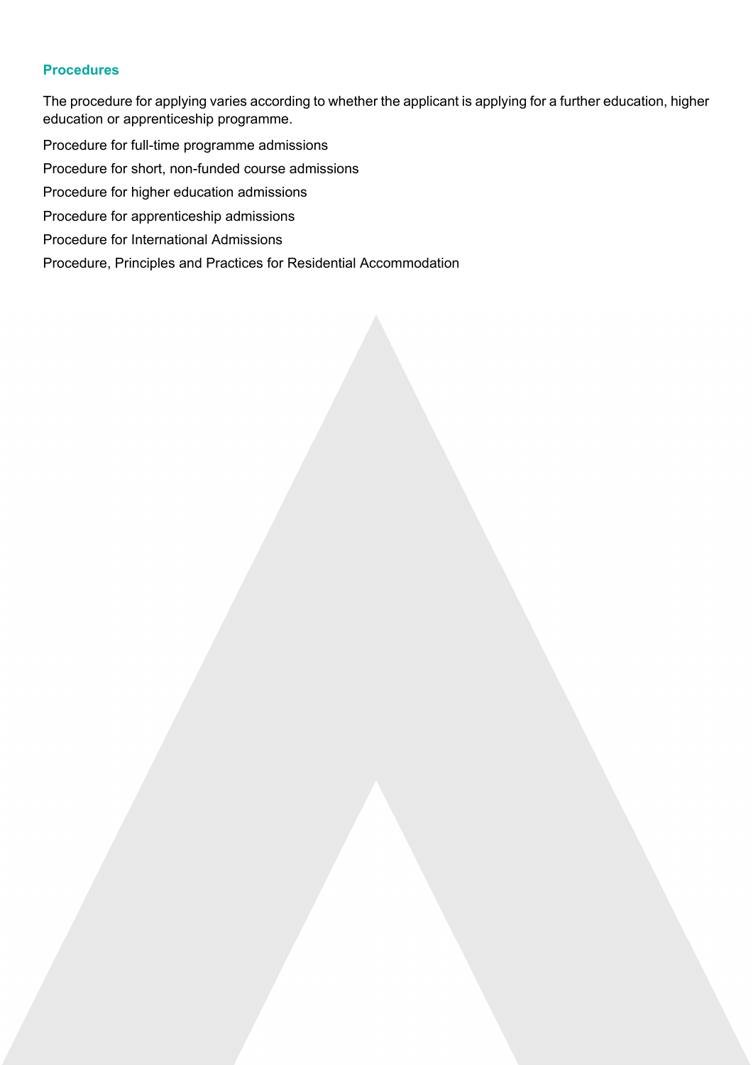## Procedures

The procedure for applying varies according to whether the applicant is applying for a further education, higher education or apprenticeship programme.

Procedure for full-time programme admissions

Procedure for short, non-funded course admissions

Procedure for higher education admissions

Procedure for apprenticeship admissions

Procedure for International Admissions

Procedure, Principles and Practices for Residential Accommodation